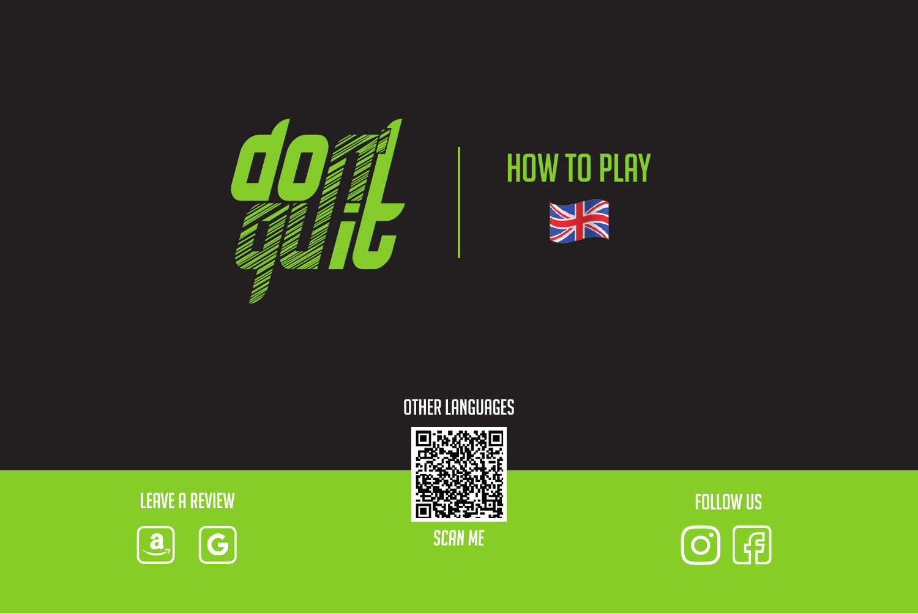# don't quit

## HOW TO PLAY

OTHER LANGUAGES

SCAN ME

LEAVE A REVIEW

FOLLOW US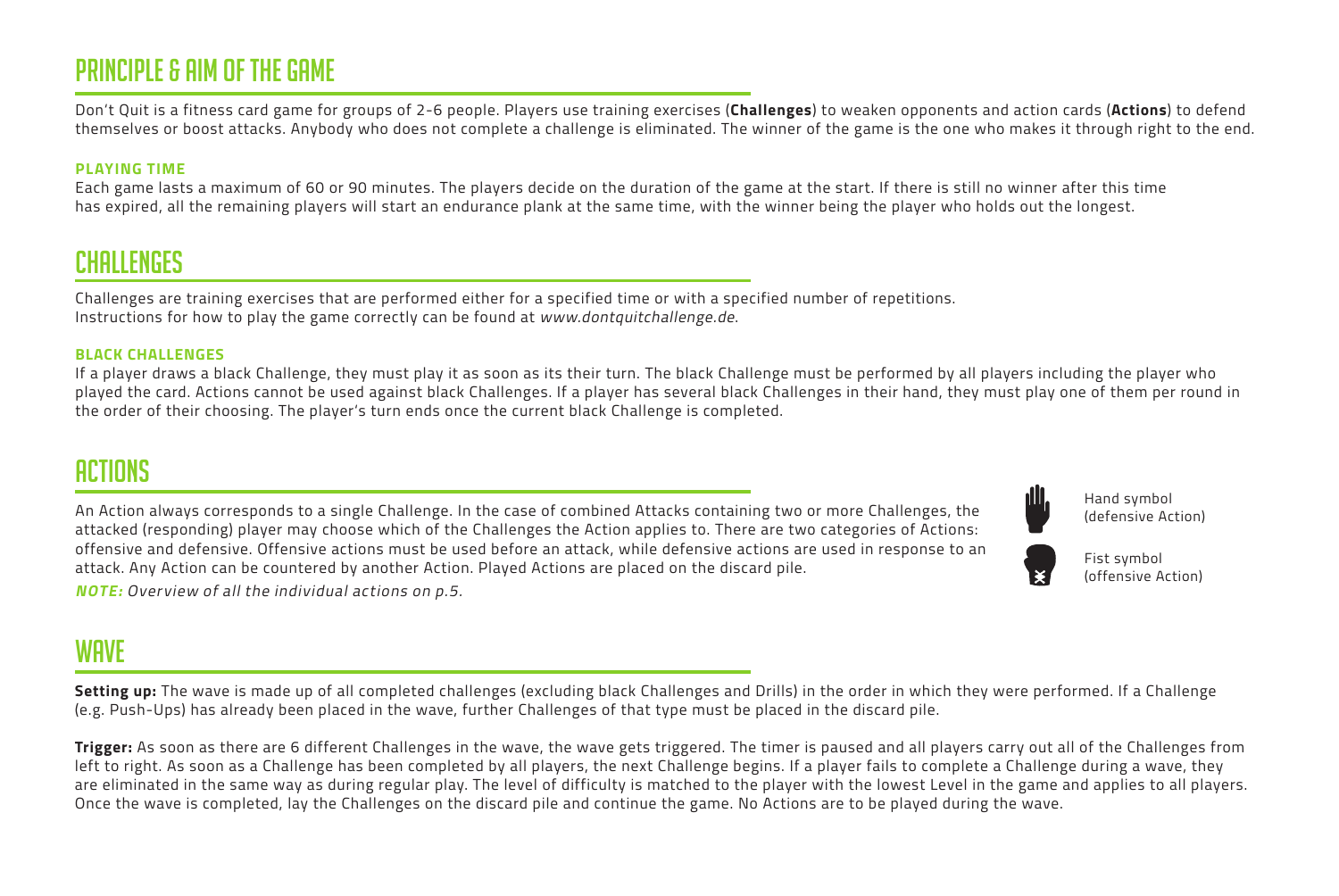# PRINCIPLE & AIM OF THE GAME

Don't Quit is a fitness card game for groups of 2-6 people. Players use training exercises (**Challenges**) to weaken opponents and action cards (**Actions**) to defend themselves or boost attacks. Anybody who does not complete a challenge is eliminated. The winner of the game is the one who makes it through right to the end.

### PLAYING TIME

Each game lasts a maximum of 60 or 90 minutes. The players decide on the duration of the game at the start. If there is still no winner after this time has expired, all the remaining players will start an endurance plank at the same time, with the winner being the player who holds out the longest.

# CHALLENGES

Challenges are training exercises that are performed either for a specified time or with a specified number of repetitions.
Instructions for how to play the game correctly can be found at *www.dontquitchallenge.de*.

### BLACK CHALLENGES

If a player draws a black Challenge, they must play it as soon as its their turn. The black Challenge must be performed by all players including the player who played the card. Actions cannot be used against black Challenges. If a player has several black Challenges in their hand, they must play one of them per round in the order of their choosing. The player's turn ends once the current black Challenge is completed.

# ACTIONS

An Action always corresponds to a single Challenge. In the case of combined Attacks containing two or more Challenges, the attacked (responding) player may choose which of the Challenges the Action applies to. There are two categories of Actions: offensive and defensive. Offensive actions must be used before an attack, while defensive actions are used in response to an attack. Any Action can be countered by another Action. Played Actions are placed on the discard pile.

***NOTE:*** *Overview of all the individual actions on p.5.*

Hand symbol (defensive Action)

Fist symbol (offensive Action)

# WAVE

**Setting up:** The wave is made up of all completed challenges (excluding black Challenges and Drills) in the order in which they were performed. If a Challenge (e.g. Push-Ups) has already been placed in the wave, further Challenges of that type must be placed in the discard pile.

**Trigger:** As soon as there are 6 different Challenges in the wave, the wave gets triggered. The timer is paused and all players carry out all of the Challenges from left to right. As soon as a Challenge has been completed by all players, the next Challenge begins. If a player fails to complete a Challenge during a wave, they are eliminated in the same way as during regular play. The level of difficulty is matched to the player with the lowest Level in the game and applies to all players. Once the wave is completed, lay the Challenges on the discard pile and continue the game. No Actions are to be played during the wave.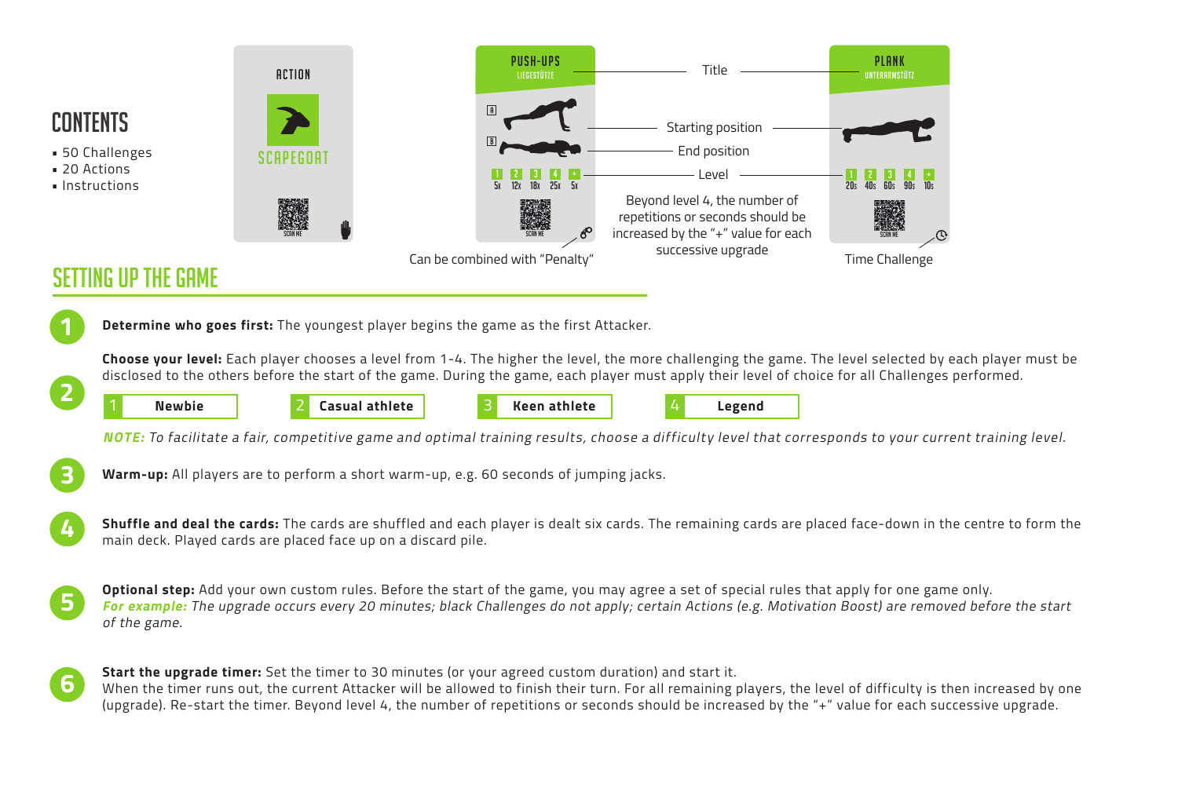## CONTENTS

- 50 Challenges
- 20 Actions
- Instructions

ACTION

SCAPEGOAT

SCAN ME

PUSH-UPS
LIEGESTÜTZE

A

B

| 1 | 2 | 3 | 4 | + |
|---|---|---|---|---|
| 5x | 12x | 18x | 25x | 5x |

SCAN ME

PLANK
UNTERARMSTÜTZ

| 1 | 2 | 3 | 4 | + |
|---|---|---|---|---|
| 20s | 40s | 60s | 90s | 10s |

SCAN ME

Title

Starting position

End position

Level

Beyond level 4, the number of repetitions or seconds should be increased by the "+" value for each successive upgrade

Can be combined with "Penalty"

Time Challenge

## SETTING UP THE GAME

1. **Determine who goes first:** The youngest player begins the game as the first Attacker.

2. **Choose your level:** Each player chooses a level from 1-4. The higher the level, the more challenging the game. The level selected by each player must be disclosed to the others before the start of the game. During the game, each player must apply their level of choice for all Challenges performed.

   | 1 | **Newbie** | 2 | **Casual athlete** | 3 | **Keen athlete** | 4 | **Legend** |
   |---|---|---|---|---|---|---|---|

   ***NOTE:*** *To facilitate a fair, competitive game and optimal training results, choose a difficulty level that corresponds to your current training level.*

3. **Warm-up:** All players are to perform a short warm-up, e.g. 60 seconds of jumping jacks.

4. **Shuffle and deal the cards:** The cards are shuffled and each player is dealt six cards. The remaining cards are placed face-down in the centre to form the main deck. Played cards are placed face up on a discard pile.

5. **Optional step:** Add your own custom rules. Before the start of the game, you may agree a set of special rules that apply for one game only.
   ***For example:*** *The upgrade occurs every 20 minutes; black Challenges do not apply; certain Actions (e.g. Motivation Boost) are removed before the start of the game.*

6. **Start the upgrade timer:** Set the timer to 30 minutes (or your agreed custom duration) and start it.
   When the timer runs out, the current Attacker will be allowed to finish their turn. For all remaining players, the level of difficulty is then increased by one (upgrade). Re-start the timer. Beyond level 4, the number of repetitions or seconds should be increased by the "+" value for each successive upgrade.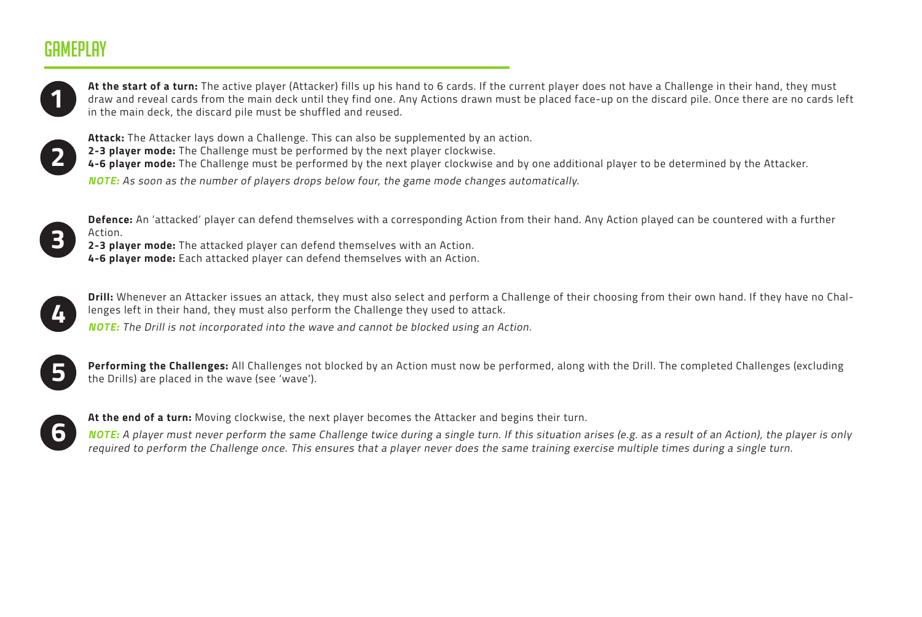# GAMEPLAY

1. **At the start of a turn:** The active player (Attacker) fills up his hand to 6 cards. If the current player does not have a Challenge in their hand, they must draw and reveal cards from the main deck until they find one. Any Actions drawn must be placed face-up on the discard pile. Once there are no cards left in the main deck, the discard pile must be shuffled and reused.

2. **Attack:** The Attacker lays down a Challenge. This can also be supplemented by an action.
   **2-3 player mode:** The Challenge must be performed by the next player clockwise.
   **4-6 player mode:** The Challenge must be performed by the next player clockwise and by one additional player to be determined by the Attacker.

   ***NOTE:*** *As soon as the number of players drops below four, the game mode changes automatically.*

3. **Defence:** An 'attacked' player can defend themselves with a corresponding Action from their hand. Any Action played can be countered with a further Action.
   **2-3 player mode:** The attacked player can defend themselves with an Action.
   **4-6 player mode:** Each attacked player can defend themselves with an Action.

4. **Drill:** Whenever an Attacker issues an attack, they must also select and perform a Challenge of their choosing from their own hand. If they have no Challenges left in their hand, they must also perform the Challenge they used to attack.

   ***NOTE:*** *The Drill is not incorporated into the wave and cannot be blocked using an Action.*

5. **Performing the Challenges:** All Challenges not blocked by an Action must now be performed, along with the Drill. The completed Challenges (excluding the Drills) are placed in the wave (see 'wave').

6. **At the end of a turn:** Moving clockwise, the next player becomes the Attacker and begins their turn.

   ***NOTE:*** *A player must never perform the same Challenge twice during a single turn. If this situation arises (e.g. as a result of an Action), the player is only required to perform the Challenge once. This ensures that a player never does the same training exercise multiple times during a single turn.*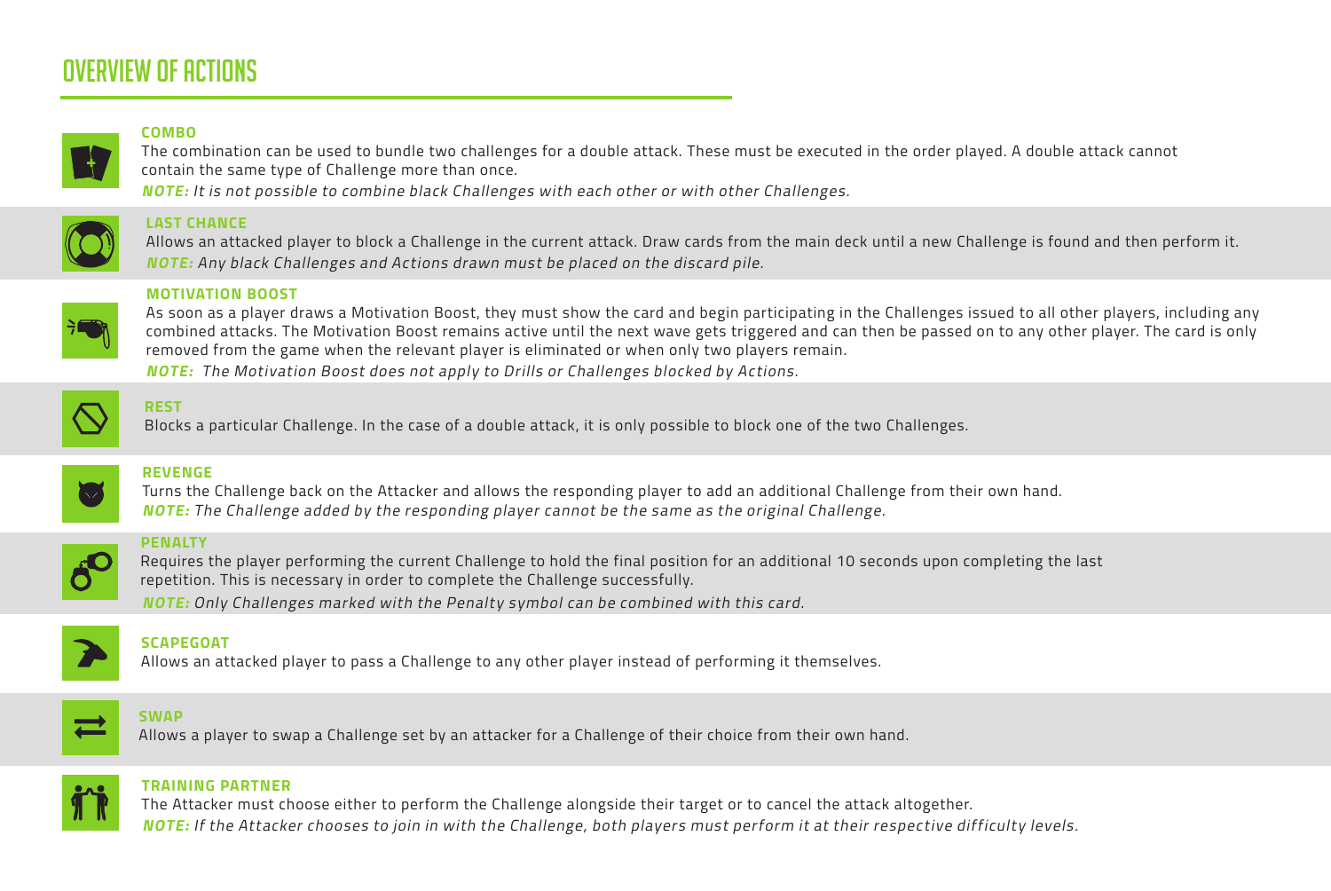# OVERVIEW OF ACTIONS

### COMBO

The combination can be used to bundle two challenges for a double attack. These must be executed in the order played. A double attack cannot contain the same type of Challenge more than once.

***NOTE:*** *It is not possible to combine black Challenges with each other or with other Challenges.*

### LAST CHANCE

Allows an attacked player to block a Challenge in the current attack. Draw cards from the main deck until a new Challenge is found and then perform it.

***NOTE:*** *Any black Challenges and Actions drawn must be placed on the discard pile.*

### MOTIVATION BOOST

As soon as a player draws a Motivation Boost, they must show the card and begin participating in the Challenges issued to all other players, including any combined attacks. The Motivation Boost remains active until the next wave gets triggered and can then be passed on to any other player. The card is only removed from the game when the relevant player is eliminated or when only two players remain.

***NOTE:*** *The Motivation Boost does not apply to Drills or Challenges blocked by Actions.*

### REST

Blocks a particular Challenge. In the case of a double attack, it is only possible to block one of the two Challenges.

### REVENGE

Turns the Challenge back on the Attacker and allows the responding player to add an additional Challenge from their own hand.

***NOTE:*** *The Challenge added by the responding player cannot be the same as the original Challenge.*

### PENALTY

Requires the player performing the current Challenge to hold the final position for an additional 10 seconds upon completing the last repetition. This is necessary in order to complete the Challenge successfully.

***NOTE:*** *Only Challenges marked with the Penalty symbol can be combined with this card.*

### SCAPEGOAT

Allows an attacked player to pass a Challenge to any other player instead of performing it themselves.

### SWAP

Allows a player to swap a Challenge set by an attacker for a Challenge of their choice from their own hand.

### TRAINING PARTNER

The Attacker must choose either to perform the Challenge alongside their target or to cancel the attack altogether.

***NOTE:*** *If the Attacker chooses to join in with the Challenge, both players must perform it at their respective difficulty levels.*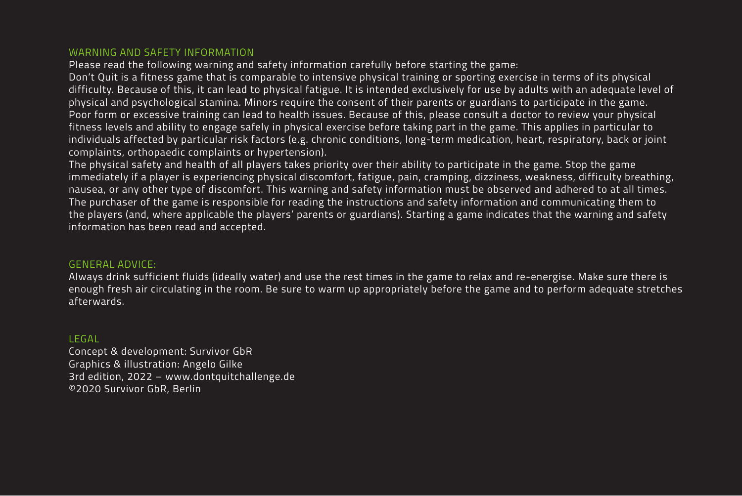## WARNING AND SAFETY INFORMATION

Please read the following warning and safety information carefully before starting the game:

Don't Quit is a fitness game that is comparable to intensive physical training or sporting exercise in terms of its physical difficulty. Because of this, it can lead to physical fatigue. It is intended exclusively for use by adults with an adequate level of physical and psychological stamina. Minors require the consent of their parents or guardians to participate in the game.

Poor form or excessive training can lead to health issues. Because of this, please consult a doctor to review your physical fitness levels and ability to engage safely in physical exercise before taking part in the game. This applies in particular to individuals affected by particular risk factors (e.g. chronic conditions, long-term medication, heart, respiratory, back or joint complaints, orthopaedic complaints or hypertension).

The physical safety and health of all players takes priority over their ability to participate in the game. Stop the game immediately if a player is experiencing physical discomfort, fatigue, pain, cramping, dizziness, weakness, difficulty breathing, nausea, or any other type of discomfort. This warning and safety information must be observed and adhered to at all times.

The purchaser of the game is responsible for reading the instructions and safety information and communicating them to the players (and, where applicable the players' parents or guardians). Starting a game indicates that the warning and safety information has been read and accepted.

## GENERAL ADVICE:

Always drink sufficient fluids (ideally water) and use the rest times in the game to relax and re-energise. Make sure there is enough fresh air circulating in the room. Be sure to warm up appropriately before the game and to perform adequate stretches afterwards.

## LEGAL

Concept & development: Survivor GbR
Graphics & illustration: Angelo Gilke
3rd edition, 2022 – www.dontquitchallenge.de
©2020 Survivor GbR, Berlin